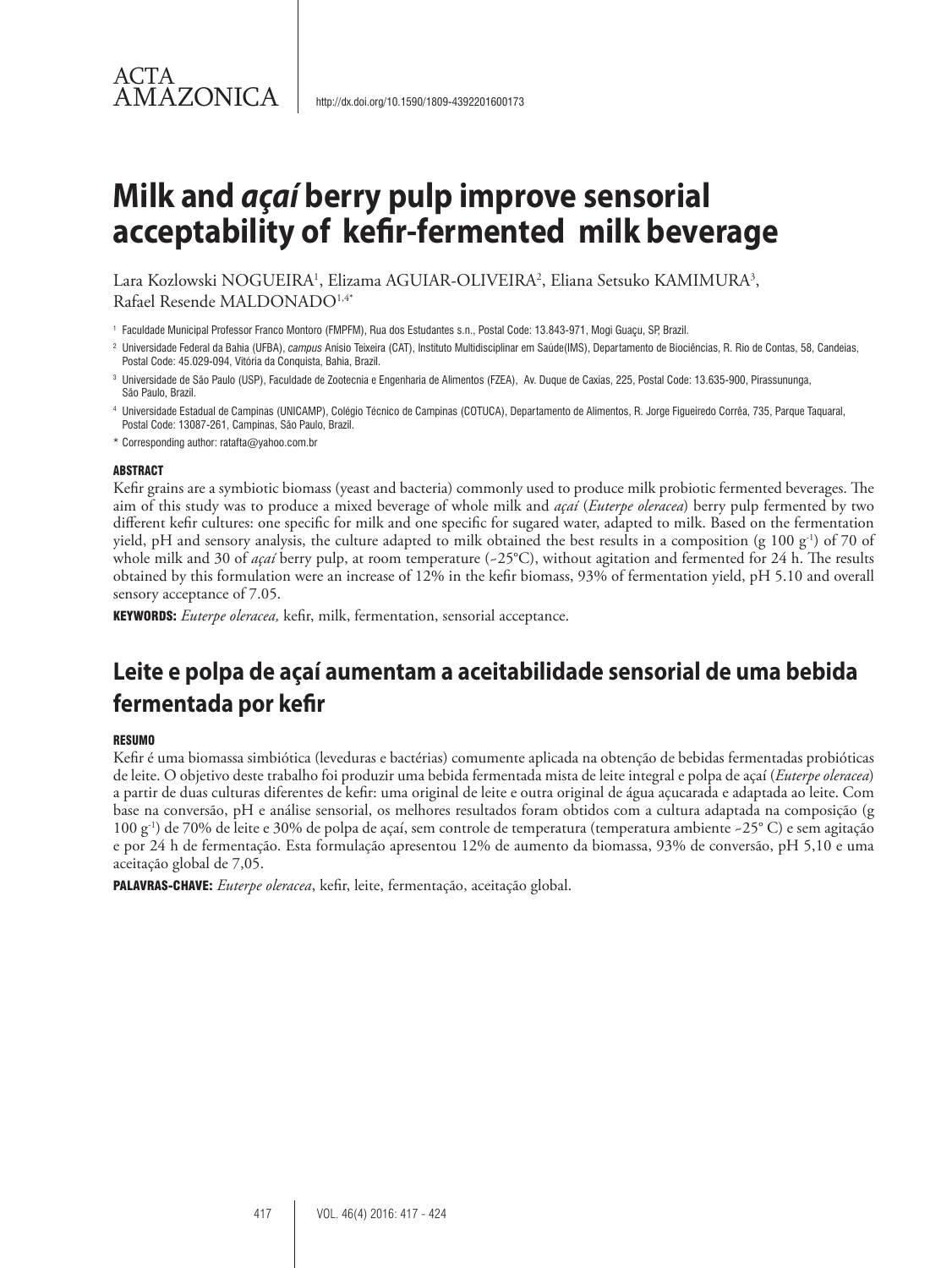ACTA AMAZONICA

http://dx.doi.org/10.1590/1809-4392201600173

# Milk and *açaí* berry pulp improve sensorial acceptability of kefir-fermented milk beverage

Lara Kozlowski NOGUEIRA[1], Elizama AGUIAR-OLIVEIRA[2], Eliana Setsuko KAMIMURA[3], Rafael Resende MALDONADO[1,4*]

[1] Faculdade Municipal Professor Franco Montoro (FMPFM), Rua dos Estudantes s.n., Postal Code: 13.843-971, Mogi Guaçu, SP, Brazil.

[2] Universidade Federal da Bahia (UFBA), *campus* Anísio Teixeira (CAT), Instituto Multidisciplinar em Saúde(IMS), Departamento de Biociências, R. Rio de Contas, 58, Candeias, Postal Code: 45.029-094, Vitória da Conquista, Bahia, Brazil.

[3] Universidade de São Paulo (USP), Faculdade de Zootecnia e Engenharia de Alimentos (FZEA), Av. Duque de Caxias, 225, Postal Code: 13.635-900, Pirassununga, São Paulo, Brazil.

[4] Universidade Estadual de Campinas (UNICAMP), Colégio Técnico de Campinas (COTUCA), Departamento de Alimentos, R. Jorge Figueiredo Corrêa, 735, Parque Taquaral, Postal Code: 13087-261, Campinas, São Paulo, Brazil.

\* Corresponding author: ratafta@yahoo.com.br

## ABSTRACT

Kefir grains are a symbiotic biomass (yeast and bacteria) commonly used to produce milk probiotic fermented beverages. The aim of this study was to produce a mixed beverage of whole milk and *açaí* (*Euterpe oleracea*) berry pulp fermented by two different kefir cultures: one specific for milk and one specific for sugared water, adapted to milk. Based on the fermentation yield, pH and sensory analysis, the culture adapted to milk obtained the best results in a composition (g 100 g$^{-1}$) of 70 of whole milk and 30 of *açaí* berry pulp, at room temperature (~25°C), without agitation and fermented for 24 h. The results obtained by this formulation were an increase of 12% in the kefir biomass, 93% of fermentation yield, pH 5.10 and overall sensory acceptance of 7.05.

**KEYWORDS:** *Euterpe oleracea,* kefir, milk, fermentation, sensorial acceptance.

# Leite e polpa de açaí aumentam a aceitabilidade sensorial de uma bebida fermentada por kefir

## RESUMO

Kefir é uma biomassa simbiótica (leveduras e bactérias) comumente aplicada na obtenção de bebidas fermentadas probióticas de leite. O objetivo deste trabalho foi produzir uma bebida fermentada mista de leite integral e polpa de açaí (*Euterpe oleracea*) a partir de duas culturas diferentes de kefir: uma original de leite e outra original de água açucarada e adaptada ao leite. Com base na conversão, pH e análise sensorial, os melhores resultados foram obtidos com a cultura adaptada na composição (g 100 g$^{-1}$) de 70% de leite e 30% de polpa de açaí, sem controle de temperatura (temperatura ambiente ~25° C) e sem agitação e por 24 h de fermentação. Esta formulação apresentou 12% de aumento da biomassa, 93% de conversão, pH 5,10 e uma aceitação global de 7,05.

**PALAVRAS-CHAVE:** *Euterpe oleracea*, kefir, leite, fermentação, aceitação global.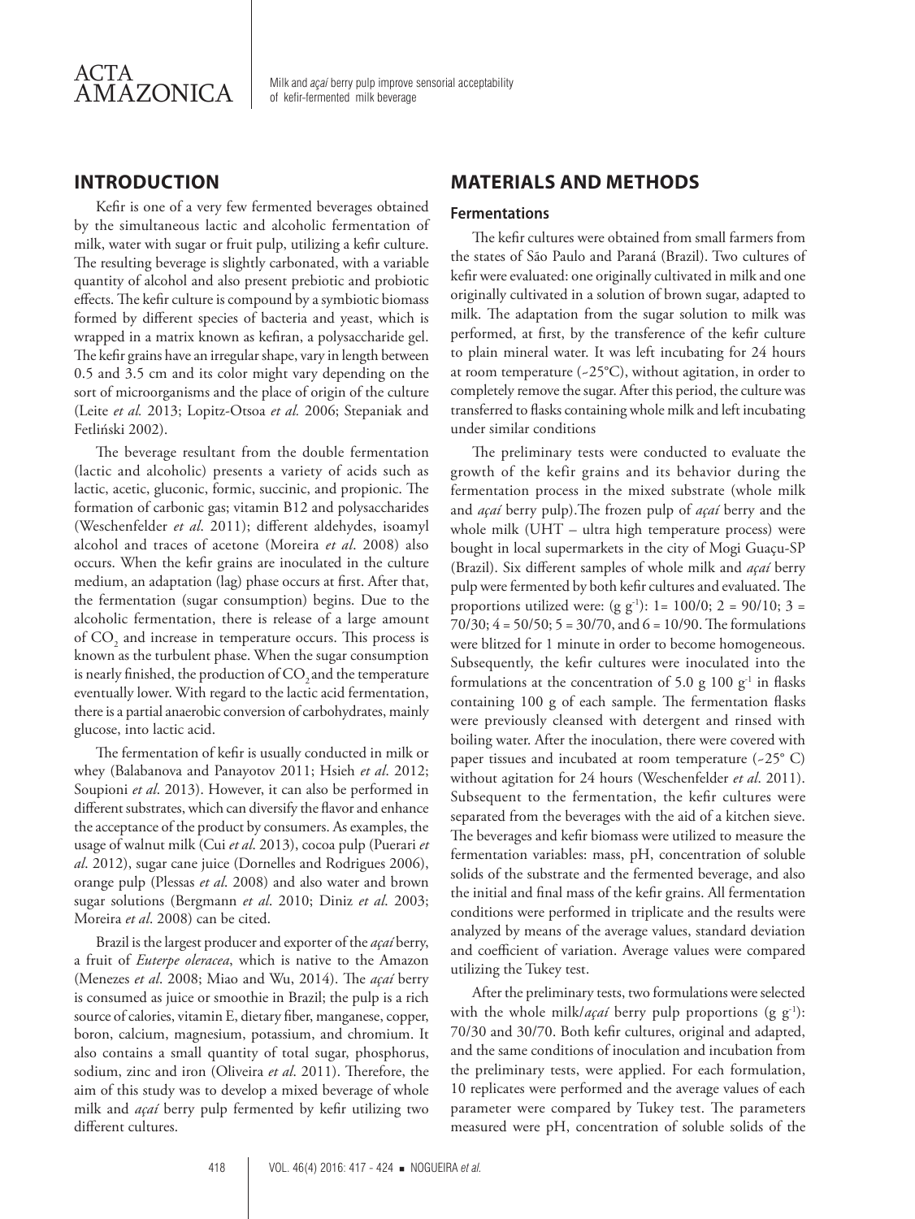## INTRODUCTION

Kefir is one of a very few fermented beverages obtained by the simultaneous lactic and alcoholic fermentation of milk, water with sugar or fruit pulp, utilizing a kefir culture. The resulting beverage is slightly carbonated, with a variable quantity of alcohol and also present prebiotic and probiotic effects. The kefir culture is compound by a symbiotic biomass formed by different species of bacteria and yeast, which is wrapped in a matrix known as kefiran, a polysaccharide gel. The kefir grains have an irregular shape, vary in length between 0.5 and 3.5 cm and its color might vary depending on the sort of microorganisms and the place of origin of the culture (Leite *et al.* 2013; Lopitz-Otsoa *et al.* 2006; Stepaniak and Fetliński 2002).

The beverage resultant from the double fermentation (lactic and alcoholic) presents a variety of acids such as lactic, acetic, gluconic, formic, succinic, and propionic. The formation of carbonic gas; vitamin B12 and polysaccharides (Weschenfelder *et al.* 2011); different aldehydes, isoamyl alcohol and traces of acetone (Moreira *et al*. 2008) also occurs. When the kefir grains are inoculated in the culture medium, an adaptation (lag) phase occurs at first. After that, the fermentation (sugar consumption) begins. Due to the alcoholic fermentation, there is release of a large amount of $CO_2$ and increase in temperature occurs. This process is known as the turbulent phase. When the sugar consumption is nearly finished, the production of $CO_2$ and the temperature eventually lower. With regard to the lactic acid fermentation, there is a partial anaerobic conversion of carbohydrates, mainly glucose, into lactic acid.

The fermentation of kefir is usually conducted in milk or whey (Balabanova and Panayotov 2011; Hsieh *et al*. 2012; Soupioni *et al*. 2013). However, it can also be performed in different substrates, which can diversify the flavor and enhance the acceptance of the product by consumers. As examples, the usage of walnut milk (Cui *et al*. 2013), cocoa pulp (Puerari *et al*. 2012), sugar cane juice (Dornelles and Rodrigues 2006), orange pulp (Plessas *et al.* 2008) and also water and brown sugar solutions (Bergmann *et al*. 2010; Diniz *et al.* 2003; Moreira *et al*. 2008) can be cited.

Brazil is the largest producer and exporter of the *açaí* berry, a fruit of *Euterpe oleracea*, which is native to the Amazon (Menezes *et al*. 2008; Miao and Wu, 2014). The *açaí* berry is consumed as juice or smoothie in Brazil; the pulp is a rich source of calories, vitamin E, dietary fiber, manganese, copper, boron, calcium, magnesium, potassium, and chromium. It also contains a small quantity of total sugar, phosphorus, sodium, zinc and iron (Oliveira *et al*. 2011). Therefore, the aim of this study was to develop a mixed beverage of whole milk and *açaí* berry pulp fermented by kefir utilizing two different cultures.

## MATERIALS AND METHODS

### Fermentations

The kefir cultures were obtained from small farmers from the states of São Paulo and Paraná (Brazil). Two cultures of kefir were evaluated: one originally cultivated in milk and one originally cultivated in a solution of brown sugar, adapted to milk. The adaptation from the sugar solution to milk was performed, at first, by the transference of the kefir culture to plain mineral water. It was left incubating for 24 hours at room temperature (~25°C), without agitation, in order to completely remove the sugar. After this period, the culture was transferred to flasks containing whole milk and left incubating under similar conditions

The preliminary tests were conducted to evaluate the growth of the kefir grains and its behavior during the fermentation process in the mixed substrate (whole milk and *açaí* berry pulp).The frozen pulp of *açaí* berry and the whole milk (UHT – ultra high temperature process) were bought in local supermarkets in the city of Mogi Guaçu-SP (Brazil). Six different samples of whole milk and *açaí* berry pulp were fermented by both kefir cultures and evaluated. The proportions utilized were: (g $g^{-1}$): 1= 100/0; 2 = 90/10; 3 = 70/30; 4 = 50/50; 5 = 30/70, and 6 = 10/90. The formulations were blitzed for 1 minute in order to become homogeneous. Subsequently, the kefir cultures were inoculated into the formulations at the concentration of 5.0 g 100 $g^{-1}$ in flasks containing 100 g of each sample. The fermentation flasks were previously cleansed with detergent and rinsed with boiling water. After the inoculation, there were covered with paper tissues and incubated at room temperature (~25° C) without agitation for 24 hours (Weschenfelder *et al.* 2011). Subsequent to the fermentation, the kefir cultures were separated from the beverages with the aid of a kitchen sieve. The beverages and kefir biomass were utilized to measure the fermentation variables: mass, pH, concentration of soluble solids of the substrate and the fermented beverage, and also the initial and final mass of the kefir grains. All fermentation conditions were performed in triplicate and the results were analyzed by means of the average values, standard deviation and coefficient of variation. Average values were compared utilizing the Tukey test.

After the preliminary tests, two formulations were selected with the whole milk/*açaí* berry pulp proportions (g $g^{-1}$): 70/30 and 30/70. Both kefir cultures, original and adapted, and the same conditions of inoculation and incubation from the preliminary tests, were applied. For each formulation, 10 replicates were performed and the average values of each parameter were compared by Tukey test. The parameters measured were pH, concentration of soluble solids of the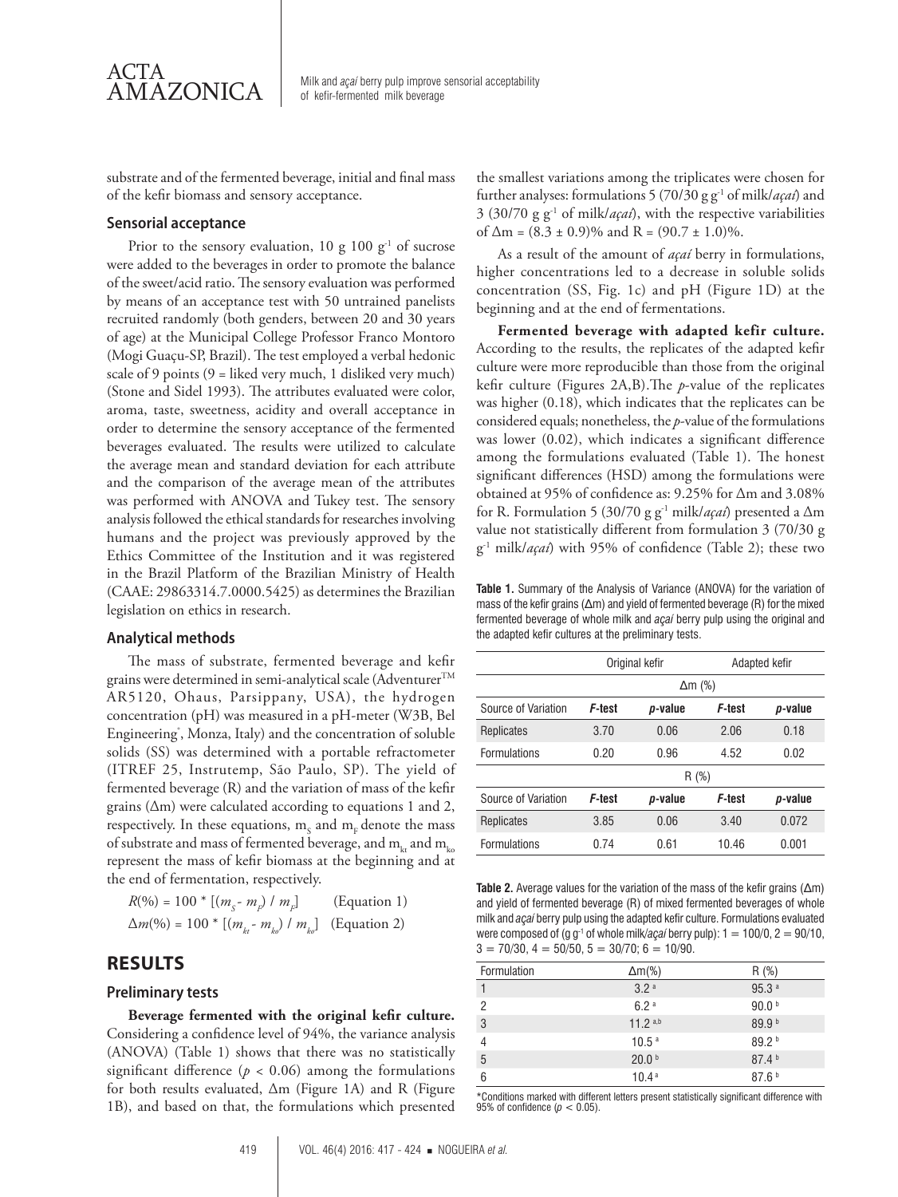substrate and of the fermented beverage, initial and final mass of the kefir biomass and sensory acceptance.

### Sensorial acceptance

Prior to the sensory evaluation, 10 g 100 $g^{-1}$ of sucrose were added to the beverages in order to promote the balance of the sweet/acid ratio. The sensory evaluation was performed by means of an acceptance test with 50 untrained panelists recruited randomly (both genders, between 20 and 30 years of age) at the Municipal College Professor Franco Montoro (Mogi Guaçu-SP, Brazil). The test employed a verbal hedonic scale of 9 points (9 = liked very much, 1 disliked very much) (Stone and Sidel 1993). The attributes evaluated were color, aroma, taste, sweetness, acidity and overall acceptance in order to determine the sensory acceptance of the fermented beverages evaluated. The results were utilized to calculate the average mean and standard deviation for each attribute and the comparison of the average mean of the attributes was performed with ANOVA and Tukey test. The sensory analysis followed the ethical standards for researches involving humans and the project was previously approved by the Ethics Committee of the Institution and it was registered in the Brazil Platform of the Brazilian Ministry of Health (CAAE: 29863314.7.0000.5425) as determines the Brazilian legislation on ethics in research.

### Analytical methods

The mass of substrate, fermented beverage and kefir grains were determined in semi-analytical scale (Adventurer™ AR5120, Ohaus, Parsippany, USA), the hydrogen concentration (pH) was measured in a pH-meter (W3B, Bel Engineering®, Monza, Italy) and the concentration of soluble solids (SS) was determined with a portable refractometer (ITREF 25, Instrutemp, São Paulo, SP). The yield of fermented beverage (R) and the variation of mass of the kefir grains (Δm) were calculated according to equations 1 and 2, respectively. In these equations, $m_S$ and $m_F$ denote the mass of substrate and mass of fermented beverage, and $m_{kt}$ and $m_{ko}$ represent the mass of kefir biomass at the beginning and at the end of fermentation, respectively.

$$R(\%) = 100 * [(m_S - m_F) / m_F] \quad \text{(Equation 1)}$$

$$\Delta m(\%) = 100 * [(m_{kt} - m_{ko}) / m_{ko}] \quad \text{(Equation 2)}$$

## RESULTS

### Preliminary tests

**Beverage fermented with the original kefir culture.** Considering a confidence level of 94%, the variance analysis (ANOVA) (Table 1) shows that there was no statistically significant difference ($p < 0.06$) among the formulations for both results evaluated, Δm (Figure 1A) and R (Figure 1B), and based on that, the formulations which presented the smallest variations among the triplicates were chosen for further analyses: formulations 5 (70/30 g $g^{-1}$ of milk/*açaí*) and 3 (30/70 g $g^{-1}$ of milk/*açaí*), with the respective variabilities of Δm = (8.3 ± 0.9)% and R = (90.7 ± 1.0)%.

As a result of the amount of *açaí* berry in formulations, higher concentrations led to a decrease in soluble solids concentration (SS, Fig. 1c) and pH (Figure 1D) at the beginning and at the end of fermentations.

**Fermented beverage with adapted kefir culture.** According to the results, the replicates of the adapted kefir culture were more reproducible than those from the original kefir culture (Figures 2A,B). The *p*-value of the replicates was higher (0.18), which indicates that the replicates can be considered equals; nonetheless, the *p*-value of the formulations was lower (0.02), which indicates a significant difference among the formulations evaluated (Table 1). The honest significant differences (HSD) among the formulations were obtained at 95% of confidence as: 9.25% for Δm and 3.08% for R. Formulation 5 (30/70 g $g^{-1}$ milk/*açaí*) presented a Δm value not statistically different from formulation 3 (70/30 g $g^{-1}$ milk/*açaí*) with 95% of confidence (Table 2); these two

**Table 1.** Summary of the Analysis of Variance (ANOVA) for the variation of mass of the kefir grains (Δm) and yield of fermented beverage (R) for the mixed fermented beverage of whole milk and *açaí* berry pulp using the original and the adapted kefir cultures at the preliminary tests.

| | Original kefir | | Adapted kefir | |
|---|---|---|---|---|
| | Δm (%) | | | |
| Source of Variation | *F*-test | *p*-value | *F*-test | *p*-value |
| Replicates | 3.70 | 0.06 | 2.06 | 0.18 |
| Formulations | 0.20 | 0.96 | 4.52 | 0.02 |
| | R (%) | | | |
| Source of Variation | *F*-test | *p*-value | *F*-test | *p*-value |
| Replicates | 3.85 | 0.06 | 3.40 | 0.072 |
| Formulations | 0.74 | 0.61 | 10.46 | 0.001 |

**Table 2.** Average values for the variation of the mass of the kefir grains (Δm) and yield of fermented beverage (R) of mixed fermented beverages of whole milk and *açaí* berry pulp using the adapted kefir culture. Formulations evaluated were composed of (g $g^{-1}$ of whole milk/*açaí* berry pulp): 1 = 100/0, 2 = 90/10, 3 = 70/30, 4 = 50/50, 5 = 30/70; 6 = 10/90.

| Formulation | Δm(%) | R (%) |
|---|---|---|
| 1 | 3.2 $^{a}$ | 95.3 $^{a}$ |
| 2 | 6.2 $^{a}$ | 90.0 $^{b}$ |
| 3 | 11.2 $^{a,b}$ | 89.9 $^{b}$ |
| 4 | 10.5 $^{a}$ | 89.2 $^{b}$ |
| 5 | 20.0 $^{b}$ | 87.4 $^{b}$ |
| 6 | 10.4 $^{a}$ | 87.6 $^{b}$ |

*Conditions marked with different letters present statistically significant difference with 95% of confidence ($p < 0.05$).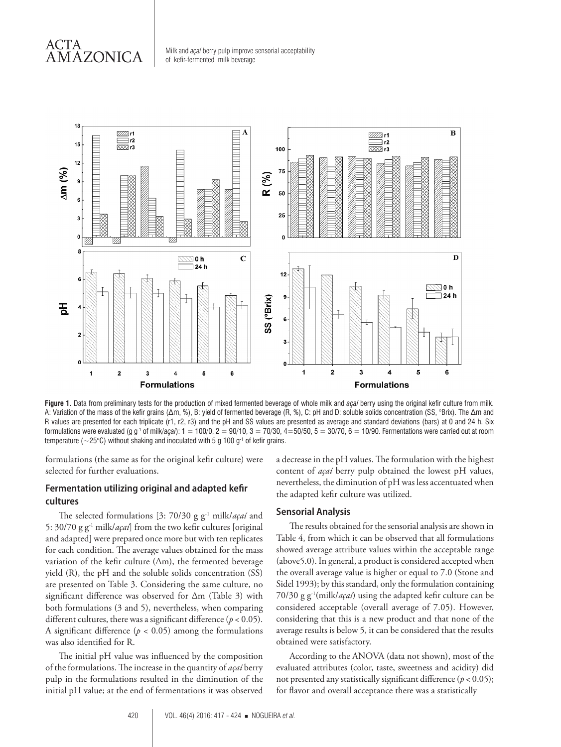**Figure 1.** Data from preliminary tests for the production of mixed fermented beverage of whole milk and *açaí* berry using the original kefir culture from milk. A: Variation of the mass of the kefir grains (Δm, %), B: yield of fermented beverage (R, %), C: pH and D: soluble solids concentration (SS, °Brix). The Δm and R values are presented for each triplicate (r1, r2, r3) and the pH and SS values are presented as average and standard deviations (bars) at 0 and 24 h. Six formulations were evaluated (g g$^{-1}$ of milk/*açaí*): 1 = 100/0, 2 = 90/10, 3 = 70/30, 4=50/50, 5 = 30/70, 6 = 10/90. Fermentations were carried out at room temperature (~25°C) without shaking and inoculated with 5 g 100 g$^{-1}$ of kefir grains.

formulations (the same as for the original kefir culture) were selected for further evaluations.

## Fermentation utilizing original and adapted kefir cultures

The selected formulations [3: 70/30 g g$^{-1}$ milk/*açaí* and 5: 30/70 g g$^{-1}$ milk/*açaí*] from the two kefir cultures [original and adapted] were prepared once more but with ten replicates for each condition. The average values obtained for the mass variation of the kefir culture (Δm), the fermented beverage yield (R), the pH and the soluble solids concentration (SS) are presented on Table 3. Considering the same culture, no significant difference was observed for Δm (Table 3) with both formulations (3 and 5), nevertheless, when comparing different cultures, there was a significant difference ($p < 0.05$). A significant difference ($p < 0.05$) among the formulations was also identified for R.

The initial pH value was influenced by the composition of the formulations. The increase in the quantity of *açaí* berry pulp in the formulations resulted in the diminution of the initial pH value; at the end of fermentations it was observed a decrease in the pH values. The formulation with the highest content of *açaí* berry pulp obtained the lowest pH values, nevertheless, the diminution of pH was less accentuated when the adapted kefir culture was utilized.

## Sensorial Analysis

The results obtained for the sensorial analysis are shown in Table 4, from which it can be observed that all formulations showed average attribute values within the acceptable range (above5.0). In general, a product is considered accepted when the overall average value is higher or equal to 7.0 (Stone and Sidel 1993); by this standard, only the formulation containing 70/30 g g$^{-1}$(milk/*açaí*) using the adapted kefir culture can be considered acceptable (overall average of 7.05). However, considering that this is a new product and that none of the average results is below 5, it can be considered that the results obtained were satisfactory.

According to the ANOVA (data not shown), most of the evaluated attributes (color, taste, sweetness and acidity) did not presented any statistically significant difference ($p < 0.05$); for flavor and overall acceptance there was a statistically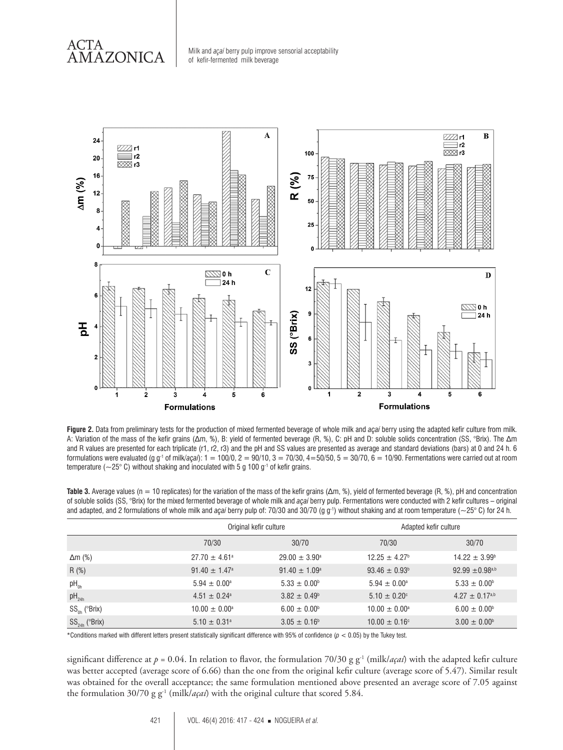**Figure 2.** Data from preliminary tests for the production of mixed fermented beverage of whole milk and *açaí* berry using the adapted kefir culture from milk. A: Variation of the mass of the kefir grains (Δm, %), B: yield of fermented beverage (R, %), C: pH and D: soluble solids concentration (SS, °Brix). The Δm and R values are presented for each triplicate (r1, r2, r3) and the pH and SS values are presented as average and standard deviations (bars) at 0 and 24 h. 6 formulations were evaluated (g g$^{-1}$ of milk/*açaí*): 1 = 100/0, 2 = 90/10, 3 = 70/30, 4=50/50, 5 = 30/70, 6 = 10/90. Fermentations were carried out at room temperature (~25° C) without shaking and inoculated with 5 g 100 g$^{-1}$ of kefir grains.

**Table 3.** Average values (n = 10 replicates) for the variation of the mass of the kefir grains (Δm, %), yield of fermented beverage (R, %), pH and concentration of soluble solids (SS, °Brix) for the mixed fermented beverage of whole milk and *açaí* berry pulp. Fermentations were conducted with 2 kefir cultures – original and adapted, and 2 formulations of whole milk and *açaí* berry pulp of: 70/30 and 30/70 (g g$^{-1}$) without shaking and at room temperature (~25° C) for 24 h.

| | Original kefir culture | | Adapted kefir culture | |
|---|---|---|---|---|
| | 70/30 | 30/70 | 70/30 | 30/70 |
| Δm (%) | $27.70 \pm 4.61^{a}$ | $29.00 \pm 3.90^{a}$ | $12.25 \pm 4.27^{b}$ | $14.22 \pm 3.99^{b}$ |
| R (%) | $91.40 \pm 1.47^{a}$ | $91.40 \pm 1.09^{a}$ | $93.46 \pm 0.93^{b}$ | $92.99 \pm 0.98^{a,b}$ |
| $pH_{0h}$ | $5.94 \pm 0.00^{a}$ | $5.33 \pm 0.00^{b}$ | $5.94 \pm 0.00^{a}$ | $5.33 \pm 0.00^{b}$ |
| $pH_{24h}$ | $4.51 \pm 0.24^{a}$ | $3.82 \pm 0.49^{b}$ | $5.10 \pm 0.20^{c}$ | $4.27 \pm 0.17^{a,b}$ |
| $SS_{0h}$ (°Brix) | $10.00 \pm 0.00^{a}$ | $6.00 \pm 0.00^{b}$ | $10.00 \pm 0.00^{a}$ | $6.00 \pm 0.00^{b}$ |
| $SS_{24h}$ (°Brix) | $5.10 \pm 0.31^{a}$ | $3.05 \pm 0.16^{b}$ | $10.00 \pm 0.16^{c}$ | $3.00 \pm 0.00^{b}$ |

*Conditions marked with different letters present statistically significant difference with 95% of confidence ($p < 0.05$) by the Tukey test.

significant difference at $p = 0.04$. In relation to flavor, the formulation 70/30 g g$^{-1}$ (milk/*açaí*) with the adapted kefir culture was better accepted (average score of 6.66) than the one from the original kefir culture (average score of 5.47). Similar result was obtained for the overall acceptance; the same formulation mentioned above presented an average score of 7.05 against the formulation 30/70 g g$^{-1}$ (milk/*açaí*) with the original culture that scored 5.84.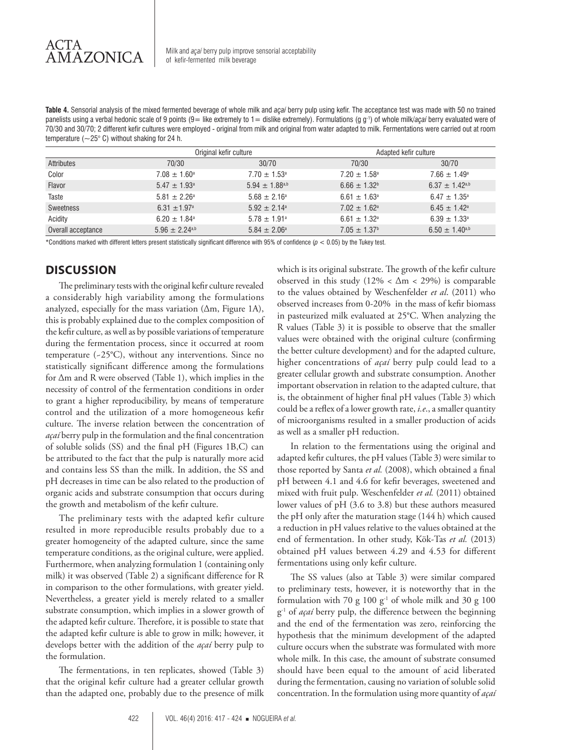**Table 4.** Sensorial analysis of the mixed fermented beverage of whole milk and *açaí* berry pulp using kefir. The acceptance test was made with 50 no trained panelists using a verbal hedonic scale of 9 points (9= like extremely to 1= dislike extremely). Formulations (g $g^{-1}$) of whole milk/*açaí* berry evaluated were of 70/30 and 30/70; 2 different kefir cultures were employed - original from milk and original from water adapted to milk. Fermentations were carried out at room temperature (~25° C) without shaking for 24 h.

| | Original kefir culture | | Adapted kefir culture | |
|---|---|---|---|---|
| Attributes | 70/30 | 30/70 | 70/30 | 30/70 |
| Color | $7.08 \pm 1.60^{a}$ | $7.70 \pm 1.53^{a}$ | $7.20 \pm 1.58^{a}$ | $7.66 \pm 1.49^{a}$ |
| Flavor | $5.47 \pm 1.93^{a}$ | $5.94 \pm 1.88^{a,b}$ | $6.66 \pm 1.32^{b}$ | $6.37 \pm 1.42^{a,b}$ |
| Taste | $5.81 \pm 2.26^{a}$ | $5.68 \pm 2.16^{a}$ | $6.61 \pm 1.63^{a}$ | $6.47 \pm 1.35^{a}$ |
| Sweetness | $6.31 \pm 1.97^{a}$ | $5.92 \pm 2.14^{a}$ | $7.02 \pm 1.62^{a}$ | $6.45 \pm 1.42^{a}$ |
| Acidity | $6.20 \pm 1.84^{a}$ | $5.78 \pm 1.91^{a}$ | $6.61 \pm 1.32^{a}$ | $6.39 \pm 1.33^{a}$ |
| Overall acceptance | $5.96 \pm 2.24^{a,b}$ | $5.84 \pm 2.06^{a}$ | $7.05 \pm 1.37^{b}$ | $6.50 \pm 1.40^{a,b}$ |

*Conditions marked with different letters present statistically significant difference with 95% of confidence ($p < 0.05$) by the Tukey test.

## DISCUSSION

The preliminary tests with the original kefir culture revealed a considerably high variability among the formulations analyzed, especially for the mass variation (Δm, Figure 1A), this is probably explained due to the complex composition of the kefir culture, as well as by possible variations of temperature during the fermentation process, since it occurred at room temperature (~25°C), without any interventions. Since no statistically significant difference among the formulations for Δm and R were observed (Table 1), which implies in the necessity of control of the fermentation conditions in order to grant a higher reproducibility, by means of temperature control and the utilization of a more homogeneous kefir culture. The inverse relation between the concentration of *açaí* berry pulp in the formulation and the final concentration of soluble solids (SS) and the final pH (Figures 1B,C) can be attributed to the fact that the pulp is naturally more acid and contains less SS than the milk. In addition, the SS and pH decreases in time can be also related to the production of organic acids and substrate consumption that occurs during the growth and metabolism of the kefir culture.

The preliminary tests with the adapted kefir culture resulted in more reproducible results probably due to a greater homogeneity of the adapted culture, since the same temperature conditions, as the original culture, were applied. Furthermore, when analyzing formulation 1 (containing only milk) it was observed (Table 2) a significant difference for R in comparison to the other formulations, with greater yield. Nevertheless, a greater yield is merely related to a smaller substrate consumption, which implies in a slower growth of the adapted kefir culture. Therefore, it is possible to state that the adapted kefir culture is able to grow in milk; however, it develops better with the addition of the *açaí* berry pulp to the formulation.

The fermentations, in ten replicates, showed (Table 3) that the original kefir culture had a greater cellular growth than the adapted one, probably due to the presence of milk which is its original substrate. The growth of the kefir culture observed in this study (12% < Δm < 29%) is comparable to the values obtained by Weschenfelder *et al*. (2011) who observed increases from 0-20% in the mass of kefir biomass in pasteurized milk evaluated at 25°C. When analyzing the R values (Table 3) it is possible to observe that the smaller values were obtained with the original culture (confirming the better culture development) and for the adapted culture, higher concentrations of *açaí* berry pulp could lead to a greater cellular growth and substrate consumption. Another important observation in relation to the adapted culture, that is, the obtainment of higher final pH values (Table 3) which could be a reflex of a lower growth rate, *i.e*., a smaller quantity of microorganisms resulted in a smaller production of acids as well as a smaller pH reduction.

In relation to the fermentations using the original and adapted kefir cultures, the pH values (Table 3) were similar to those reported by Santa *et al.* (2008), which obtained a final pH between 4.1 and 4.6 for kefir beverages, sweetened and mixed with fruit pulp. Weschenfelder *et al.* (2011) obtained lower values of pH (3.6 to 3.8) but these authors measured the pH only after the maturation stage (144 h) which caused a reduction in pH values relative to the values obtained at the end of fermentation. In other study, Kök-Tas *et al.* (2013) obtained pH values between 4.29 and 4.53 for different fermentations using only kefir culture.

The SS values (also at Table 3) were similar compared to preliminary tests, however, it is noteworthy that in the formulation with 70 g 100 $g^{-1}$ of whole milk and 30 g 100 $g^{-1}$ of *açaí* berry pulp, the difference between the beginning and the end of the fermentation was zero, reinforcing the hypothesis that the minimum development of the adapted culture occurs when the substrate was formulated with more whole milk. In this case, the amount of substrate consumed should have been equal to the amount of acid liberated during the fermentation, causing no variation of soluble solid concentration. In the formulation using more quantity of *açaí*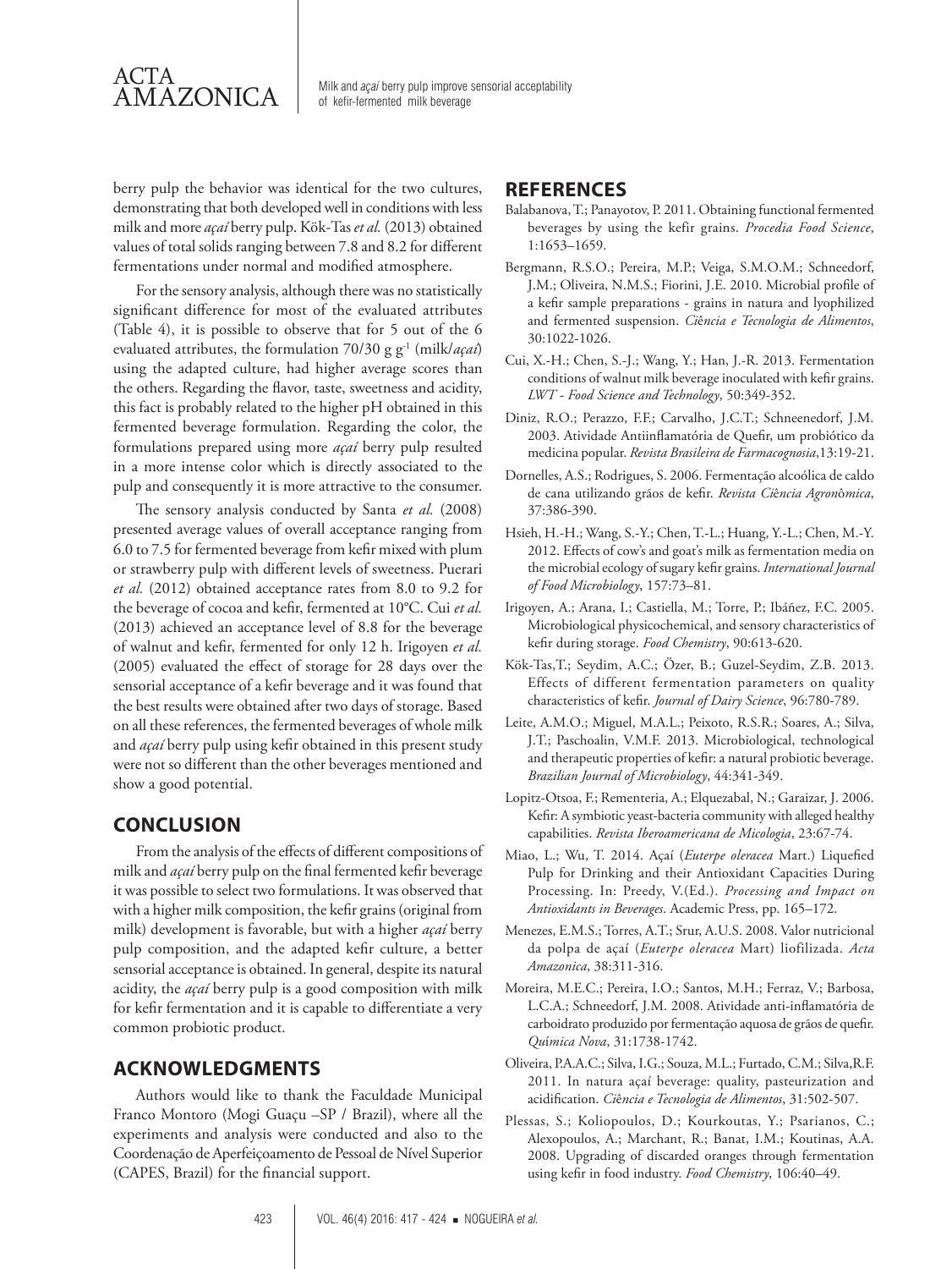berry pulp the behavior was identical for the two cultures, demonstrating that both developed well in conditions with less milk and more *açaí* berry pulp. Kök-Tas *et al.* (2013) obtained values of total solids ranging between 7.8 and 8.2 for different fermentations under normal and modified atmosphere.

For the sensory analysis, although there was no statistically significant difference for most of the evaluated attributes (Table 4), it is possible to observe that for 5 out of the 6 evaluated attributes, the formulation 70/30 g $g^{-1}$ (milk/*açaí*) using the adapted culture, had higher average scores than the others. Regarding the flavor, taste, sweetness and acidity, this fact is probably related to the higher pH obtained in this fermented beverage formulation. Regarding the color, the formulations prepared using more *açaí* berry pulp resulted in a more intense color which is directly associated to the pulp and consequently it is more attractive to the consumer.

The sensory analysis conducted by Santa *et al.* (2008) presented average values of overall acceptance ranging from 6.0 to 7.5 for fermented beverage from kefir mixed with plum or strawberry pulp with different levels of sweetness. Puerari *et al.* (2012) obtained acceptance rates from 8.0 to 9.2 for the beverage of cocoa and kefir, fermented at 10°C. Cui *et al.* (2013) achieved an acceptance level of 8.8 for the beverage of walnut and kefir, fermented for only 12 h. Irigoyen *et al.* (2005) evaluated the effect of storage for 28 days over the sensorial acceptance of a kefir beverage and it was found that the best results were obtained after two days of storage. Based on all these references, the fermented beverages of whole milk and *açaí* berry pulp using kefir obtained in this present study were not so different than the other beverages mentioned and show a good potential.

## CONCLUSION

From the analysis of the effects of different compositions of milk and *açaí* berry pulp on the final fermented kefir beverage it was possible to select two formulations. It was observed that with a higher milk composition, the kefir grains (original from milk) development is favorable, but with a higher *açaí* berry pulp composition, and the adapted kefir culture, a better sensorial acceptance is obtained. In general, despite its natural acidity, the *açaí* berry pulp is a good composition with milk for kefir fermentation and it is capable to differentiate a very common probiotic product.

## ACKNOWLEDGMENTS

Authors would like to thank the Faculdade Municipal Franco Montoro (Mogi Guaçu –SP / Brazil), where all the experiments and analysis were conducted and also to the Coordenação de Aperfeiçoamento de Pessoal de Nível Superior (CAPES, Brazil) for the financial support.

## REFERENCES

Balabanova, T.; Panayotov, P. 2011. Obtaining functional fermented beverages by using the kefir grains. *Procedia Food Science*, 1:1653–1659.

Bergmann, R.S.O.; Pereira, M.P.; Veiga, S.M.O.M.; Schneedorf, J.M.; Oliveira, N.M.S.; Fiorini, J.E. 2010. Microbial profile of a kefir sample preparations - grains in natura and lyophilized and fermented suspension. *Ciência e Tecnologia de Alimentos*, 30:1022-1026.

Cui, X.-H.; Chen, S.-J.; Wang, Y.; Han, J.-R. 2013. Fermentation conditions of walnut milk beverage inoculated with kefir grains. *LWT - Food Science and Technology*, 50:349-352.

Diniz, R.O.; Perazzo, F.F.; Carvalho, J.C.T.; Schneenedorf, J.M. 2003. Atividade Antiinflamatória de Quefir, um probiótico da medicina popular. *Revista Brasileira de Farmacognosia*,13:19-21.

Dornelles, A.S.; Rodrigues, S. 2006. Fermentação alcoólica de caldo de cana utilizando grãos de kefir. *Revista Ciência Agronômica*, 37:386-390.

Hsieh, H.-H.; Wang, S.-Y.; Chen, T.-L.; Huang, Y.-L.; Chen, M.-Y. 2012. Effects of cow's and goat's milk as fermentation media on the microbial ecology of sugary kefir grains. *International Journal of Food Microbiology*, 157:73–81.

Irigoyen, A.; Arana, I.; Castiella, M.; Torre, P.; Ibáñez, F.C. 2005. Microbiological physicochemical, and sensory characteristics of kefir during storage. *Food Chemistry*, 90:613-620.

Kök-Tas,T.; Seydim, A.C.; Özer, B.; Guzel-Seydim, Z.B. 2013. Effects of different fermentation parameters on quality characteristics of kefir. *Journal of Dairy Science*, 96:780-789.

Leite, A.M.O.; Miguel, M.A.L.; Peixoto, R.S.R.; Soares, A.; Silva, J.T.; Paschoalin, V.M.F. 2013. Microbiological, technological and therapeutic properties of kefir: a natural probiotic beverage. *Brazilian Journal of Microbiology*, 44:341-349.

Lopitz-Otsoa, F.; Rementeria, A.; Elquezabal, N.; Garaizar, J. 2006. Kefir: A symbiotic yeast-bacteria community with alleged healthy capabilities. *Revista Iberoamericana de Micologia*, 23:67-74.

Miao, L.; Wu, T. 2014. Açaí (*Euterpe oleracea* Mart.) Liquefied Pulp for Drinking and their Antioxidant Capacities During Processing. In: Preedy, V.(Ed.). *Processing and Impact on Antioxidants in Beverages*. Academic Press, pp. 165–172.

Menezes, E.M.S.; Torres, A.T.; Srur, A.U.S. 2008. Valor nutricional da polpa de açaí (*Euterpe oleracea* Mart) liofilizada. *Acta Amazonica*, 38:311-316.

Moreira, M.E.C.; Pereira, I.O.; Santos, M.H.; Ferraz, V.; Barbosa, L.C.A.; Schneedorf, J.M. 2008. Atividade anti-inflamatória de carboidrato produzido por fermentação aquosa de grãos de quefir. *Química Nova*, 31:1738-1742.

Oliveira, P.A.A.C.; Silva, I.G.; Souza, M.L.; Furtado, C.M.; Silva,R.F. 2011. In natura açaí beverage: quality, pasteurization and acidification. *Ciência e Tecnologia de Alimentos*, 31:502-507.

Plessas, S.; Koliopoulos, D.; Kourkoutas, Y.; Psarianos, C.; Alexopoulos, A.; Marchant, R.; Banat, I.M.; Koutinas, A.A. 2008. Upgrading of discarded oranges through fermentation using kefir in food industry. *Food Chemistry*, 106:40–49.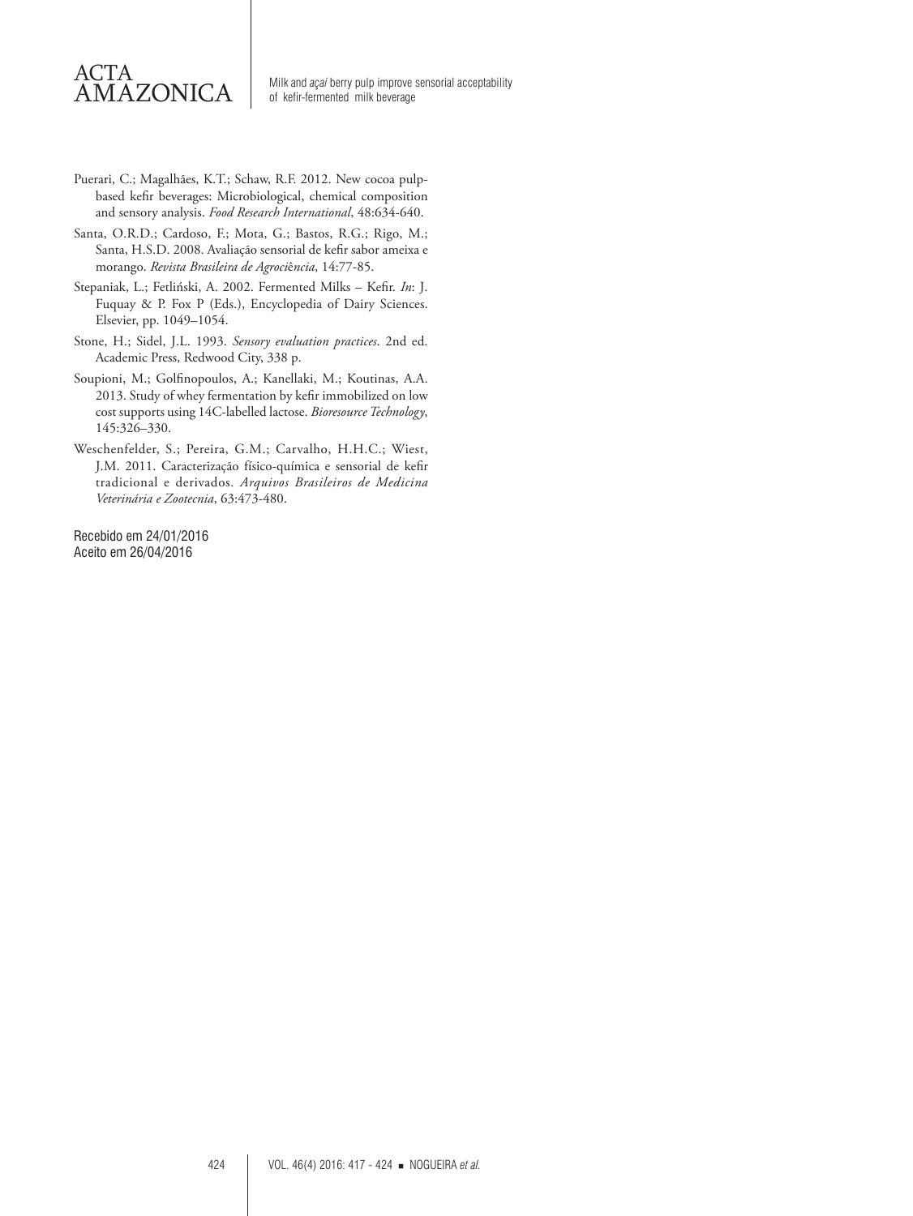Puerari, C.; Magalhães, K.T.; Schaw, R.F. 2012. New cocoa pulp-based kefir beverages: Microbiological, chemical composition and sensory analysis. *Food Research International*, 48:634-640.

Santa, O.R.D.; Cardoso, F.; Mota, G.; Bastos, R.G.; Rigo, M.; Santa, H.S.D. 2008. Avaliação sensorial de kefir sabor ameixa e morango. *Revista Brasileira de Agrociência*, 14:77-85.

Stepaniak, L.; Fetliński, A. 2002. Fermented Milks – Kefir. *In*: J. Fuquay & P. Fox P (Eds.), Encyclopedia of Dairy Sciences. Elsevier, pp. 1049–1054.

Stone, H.; Sidel, J.L. 1993. *Sensory evaluation practices*. 2nd ed. Academic Press, Redwood City, 338 p.

Soupioni, M.; Golfinopoulos, A.; Kanellaki, M.; Koutinas, A.A. 2013. Study of whey fermentation by kefir immobilized on low cost supports using 14C-labelled lactose. *Bioresource Technology*, 145:326–330.

Weschenfelder, S.; Pereira, G.M.; Carvalho, H.H.C.; Wiest, J.M. 2011. Caracterização físico-química e sensorial de kefir tradicional e derivados. *Arquivos Brasileiros de Medicina Veterinária e Zootecnia*, 63:473-480.

Recebido em 24/01/2016
Aceito em 26/04/2016